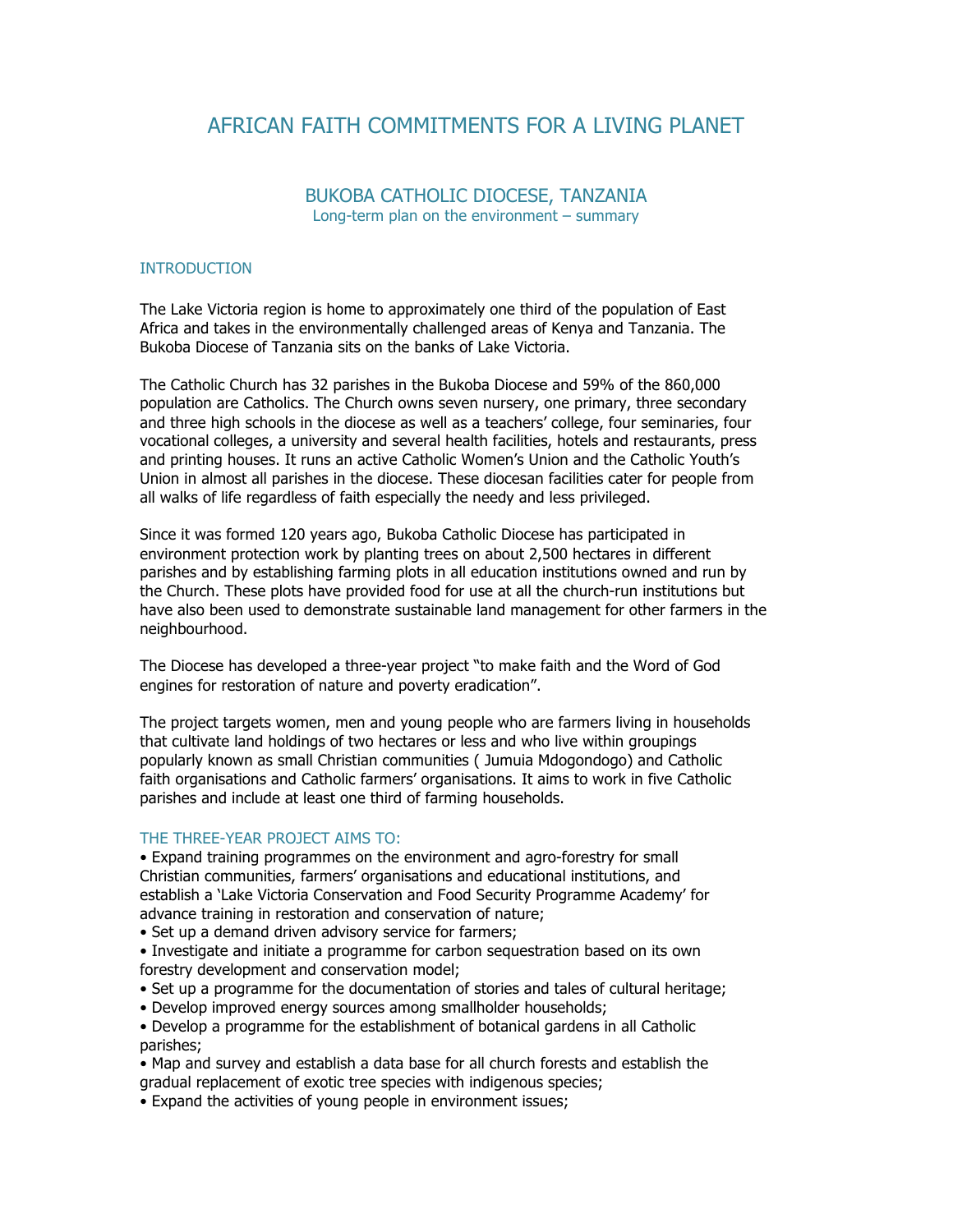# AFRICAN FAITH COMMITMENTS FOR A LIVING PLANET

## BUKOBA CATHOLIC DIOCESE, TANZANIA

Long-term plan on the environment – summary

### INTRODUCTION

The Lake Victoria region is home to approximately one third of the population of East Africa and takes in the environmentally challenged areas of Kenya and Tanzania. The Bukoba Diocese of Tanzania sits on the banks of Lake Victoria.

The Catholic Church has 32 parishes in the Bukoba Diocese and 59% of the 860,000 population are Catholics. The Church owns seven nursery, one primary, three secondary and three high schools in the diocese as well as a teachers' college, four seminaries, four vocational colleges, a university and several health facilities, hotels and restaurants, press and printing houses. It runs an active Catholic Women's Union and the Catholic Youth's Union in almost all parishes in the diocese. These diocesan facilities cater for people from all walks of life regardless of faith especially the needy and less privileged.

Since it was formed 120 years ago, Bukoba Catholic Diocese has participated in environment protection work by planting trees on about 2,500 hectares in different parishes and by establishing farming plots in all education institutions owned and run by the Church. These plots have provided food for use at all the church-run institutions but have also been used to demonstrate sustainable land management for other farmers in the neighbourhood.

The Diocese has developed a three-year project "to make faith and the Word of God engines for restoration of nature and poverty eradication".

The project targets women, men and young people who are farmers living in households that cultivate land holdings of two hectares or less and who live within groupings popularly known as small Christian communities ( Jumuia Mdogondogo) and Catholic faith organisations and Catholic farmers' organisations. It aims to work in five Catholic parishes and include at least one third of farming households.

### THE THREE-YEAR PROJECT AIMS TO:

- Expand training programmes on the environment and agro-forestry for small Christian communities, farmers' organisations and educational institutions, and establish a 'Lake Victoria Conservation and Food Security Programme Academy' for advance training in restoration and conservation of nature;
- Set up a demand driven advisory service for farmers;
- Investigate and initiate a programme for carbon sequestration based on its own forestry development and conservation model;
- Set up a programme for the documentation of stories and tales of cultural heritage;
- Develop improved energy sources among smallholder households;
- Develop a programme for the establishment of botanical gardens in all Catholic parishes;
- Map and survey and establish a data base for all church forests and establish the gradual replacement of exotic tree species with indigenous species;
- Expand the activities of young people in environment issues;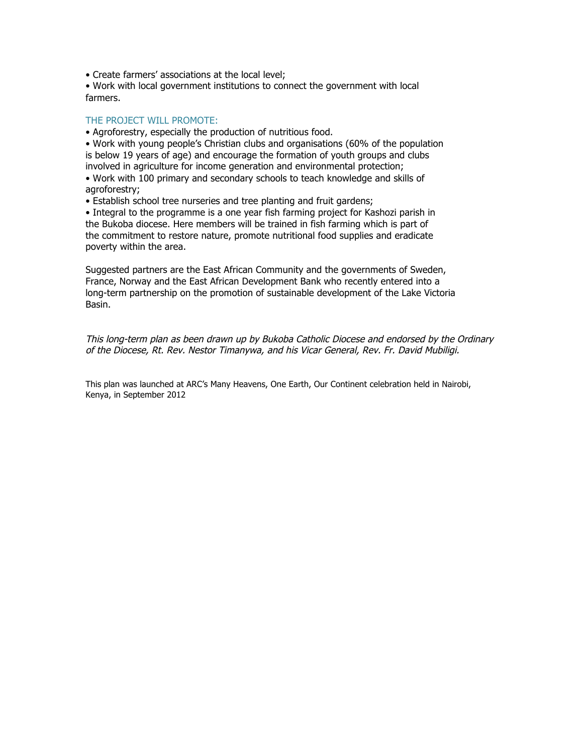- Create farmers' associations at the local level;
- Work with local government institutions to connect the government with local farmers.

## THE PROJECT WILL PROMOTE:

- Agroforestry, especially the production of nutritious food.
- Work with young people's Christian clubs and organisations (60% of the population is below 19 years of age) and encourage the formation of youth groups and clubs involved in agriculture for income generation and environmental protection;
- Work with 100 primary and secondary schools to teach knowledge and skills of agroforestry;
- Establish school tree nurseries and tree planting and fruit gardens;
- Integral to the programme is a one year fish farming project for Kashozi parish in the Bukoba diocese. Here members will be trained in fish farming which is part of the commitment to restore nature, promote nutritional food supplies and eradicate poverty within the area.

Suggested partners are the East African Community and the governments of Sweden, France, Norway and the East African Development Bank who recently entered into a long-term partnership on the promotion of sustainable development of the Lake Victoria Basin.

*This long-term plan as been drawn up by Bukoba Catholic Diocese and endorsed by the Ordinary of the Diocese, Rt. Rev. Nestor Timanywa, and his Vicar General, Rev. Fr. David Mubiligi.*

This plan was launched at ARC's Many Heavens, One Earth, Our Continent celebration held in Nairobi, Kenya, in September 2012